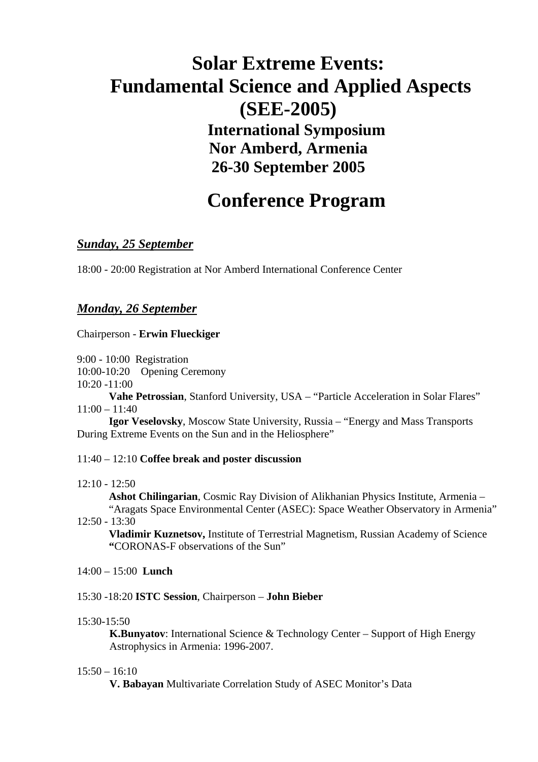# Solar Extreme Events: Fundamental Science and Applied Aspects (SEE-2005)

## International Symposium
## Nor Amberd, Armenia
## 26-30 September 2005

# Conference Program

### ***Sunday, 25 September***

18:00 - 20:00 Registration at Nor Amberd International Conference Center

### ***Monday, 26 September***

Chairperson - **Erwin Flueckiger**

9:00 - 10:00 Registration
10:00-10:20 Opening Ceremony
10:20 -11:00
**Vahe Petrossian**, Stanford University, USA – "Particle Acceleration in Solar Flares"
11:00 – 11:40
**Igor Veselovsky**, Moscow State University, Russia – "Energy and Mass Transports During Extreme Events on the Sun and in the Heliosphere"

11:40 – 12:10 **Coffee break and poster discussion**

12:10 - 12:50
**Ashot Chilingarian**, Cosmic Ray Division of Alikhanian Physics Institute, Armenia – "Aragats Space Environmental Center (ASEC): Space Weather Observatory in Armenia"
12:50 - 13:30
**Vladimir Kuznetsov,** Institute of Terrestrial Magnetism, Russian Academy of Science **"**CORONAS-F observations of the Sun"

14:00 – 15:00 **Lunch**

15:30 -18:20 **ISTC Session**, Chairperson – **John Bieber**

15:30-15:50
**K.Bunyatov**: International Science & Technology Center – Support of High Energy Astrophysics in Armenia: 1996-2007.

15:50 – 16:10
**V. Babayan** Multivariate Correlation Study of ASEC Monitor's Data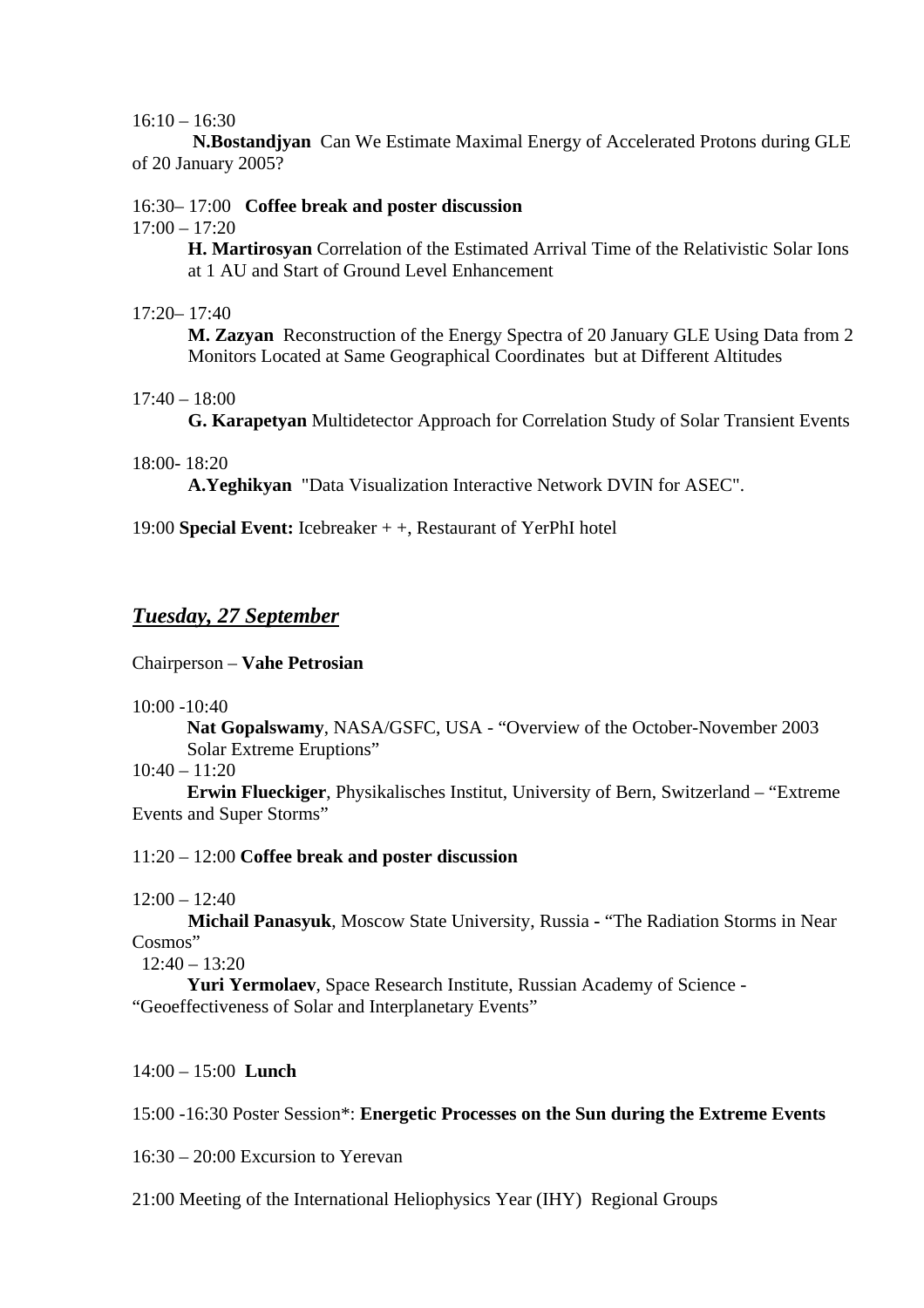16:10 – 16:30

**N.Bostandjyan** Can We Estimate Maximal Energy of Accelerated Protons during GLE of 20 January 2005?

16:30– 17:00 **Coffee break and poster discussion**

17:00 – 17:20

**H. Martirosyan** Correlation of the Estimated Arrival Time of the Relativistic Solar Ions at 1 AU and Start of Ground Level Enhancement

17:20– 17:40

**M. Zazyan** Reconstruction of the Energy Spectra of 20 January GLE Using Data from 2 Monitors Located at Same Geographical Coordinates but at Different Altitudes

17:40 – 18:00

**G. Karapetyan** Multidetector Approach for Correlation Study of Solar Transient Events

18:00- 18:20

**A.Yeghikyan** "Data Visualization Interactive Network DVIN for ASEC".

19:00 **Special Event:** Icebreaker + +, Restaurant of YerPhI hotel

## ***Tuesday, 27 September***

Chairperson – **Vahe Petrosian**

10:00 -10:40

**Nat Gopalswamy**, NASA/GSFC, USA - "Overview of the October-November 2003 Solar Extreme Eruptions"

10:40 – 11:20

**Erwin Flueckiger**, Physikalisches Institut, University of Bern, Switzerland – "Extreme Events and Super Storms"

11:20 – 12:00 **Coffee break and poster discussion**

12:00 – 12:40

**Michail Panasyuk**, Moscow State University, Russia - "The Radiation Storms in Near Cosmos"

12:40 – 13:20

**Yuri Yermolaev**, Space Research Institute, Russian Academy of Science - "Geoeffectiveness of Solar and Interplanetary Events"

14:00 – 15:00 **Lunch**

15:00 -16:30 Poster Session*: **Energetic Processes on the Sun during the Extreme Events**

16:30 – 20:00 Excursion to Yerevan

21:00 Meeting of the International Heliophysics Year (IHY) Regional Groups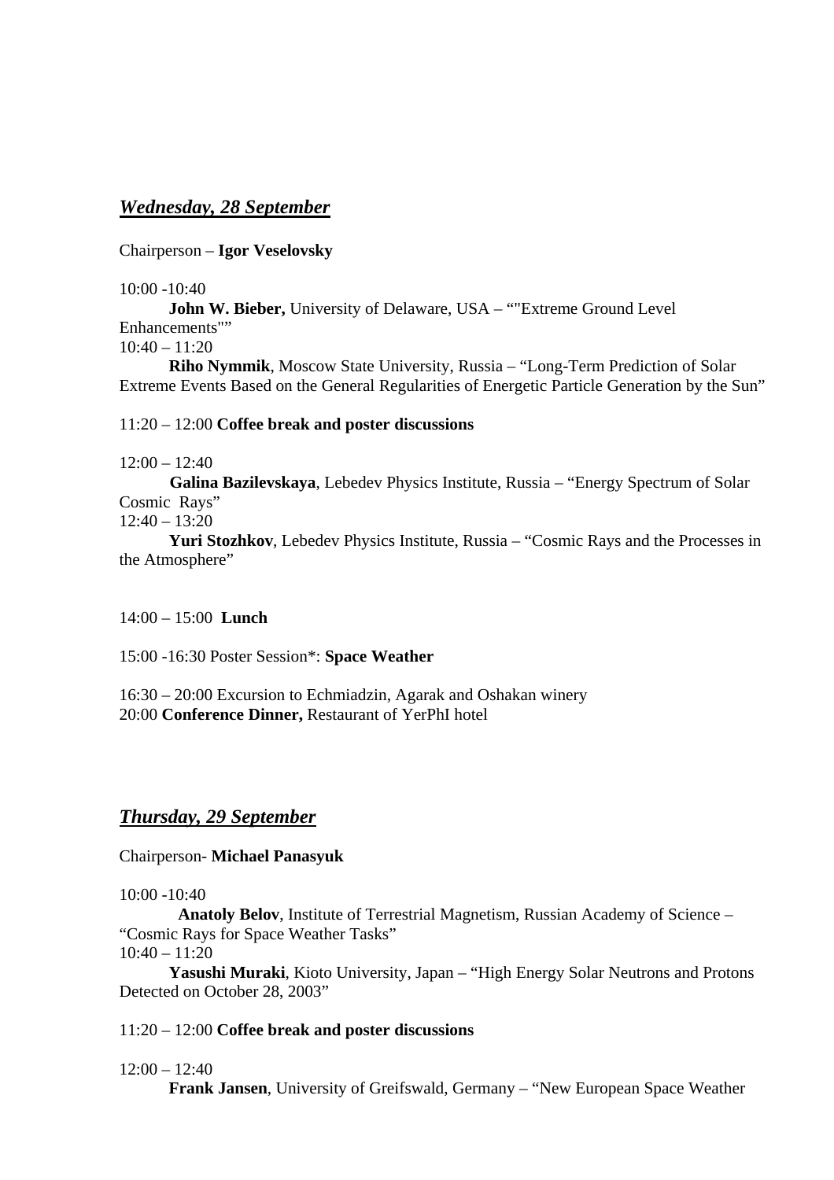## ***Wednesday, 28 September***

Chairperson – **Igor Veselovsky**

10:00 -10:40

**John W. Bieber,** University of Delaware, USA – “"Extreme Ground Level Enhancements"”

10:40 – 11:20

**Riho Nymmik**, Moscow State University, Russia – “Long-Term Prediction of Solar Extreme Events Based on the General Regularities of Energetic Particle Generation by the Sun”

11:20 – 12:00 **Coffee break and poster discussions**

12:00 – 12:40

**Galina Bazilevskaya**, Lebedev Physics Institute, Russia – “Energy Spectrum of Solar Cosmic Rays”

12:40 – 13:20

**Yuri Stozhkov**, Lebedev Physics Institute, Russia – “Cosmic Rays and the Processes in the Atmosphere”

14:00 – 15:00 **Lunch**

15:00 -16:30 Poster Session*: **Space Weather**

16:30 – 20:00 Excursion to Echmiadzin, Agarak and Oshakan winery

20:00 **Conference Dinner,** Restaurant of YerPhI hotel

## ***Thursday, 29 September***

Chairperson- **Michael Panasyuk**

10:00 -10:40

**Anatoly Belov**, Institute of Terrestrial Magnetism, Russian Academy of Science – “Cosmic Rays for Space Weather Tasks”

10:40 – 11:20

**Yasushi Muraki**, Kioto University, Japan – “High Energy Solar Neutrons and Protons Detected on October 28, 2003”

11:20 – 12:00 **Coffee break and poster discussions**

12:00 – 12:40

**Frank Jansen**, University of Greifswald, Germany – “New European Space Weather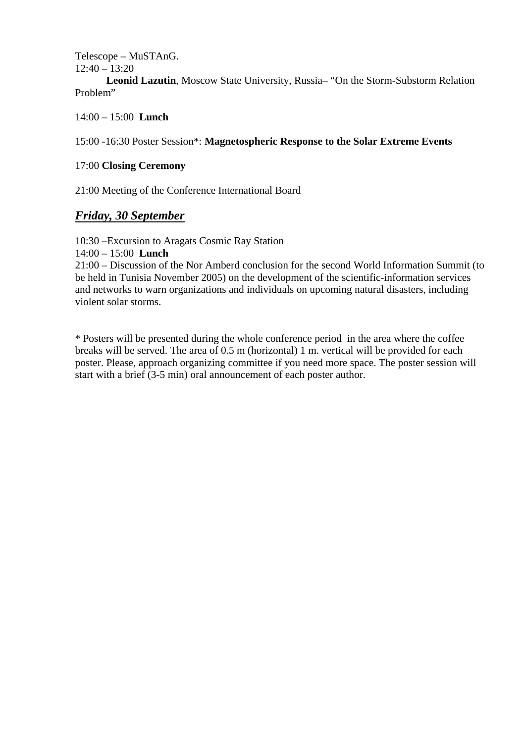Telescope – MuSTAnG.
12:40 – 13:20

**Leonid Lazutin**, Moscow State University, Russia– “On the Storm-Substorm Relation Problem”

14:00 – 15:00 **Lunch**

15:00 -16:30 Poster Session*: **Magnetospheric Response to the Solar Extreme Events**

17:00 **Closing Ceremony**

21:00 Meeting of the Conference International Board

## ***Friday, 30 September***

10:30 –Excursion to Aragats Cosmic Ray Station
14:00 – 15:00 **Lunch**
21:00 – Discussion of the Nor Amberd conclusion for the second World Information Summit (to be held in Tunisia November 2005) on the development of the scientific-information services and networks to warn organizations and individuals on upcoming natural disasters, including violent solar storms.

* Posters will be presented during the whole conference period in the area where the coffee breaks will be served. The area of 0.5 m (horizontal) 1 m. vertical will be provided for each poster. Please, approach organizing committee if you need more space. The poster session will start with a brief (3-5 min) oral announcement of each poster author.